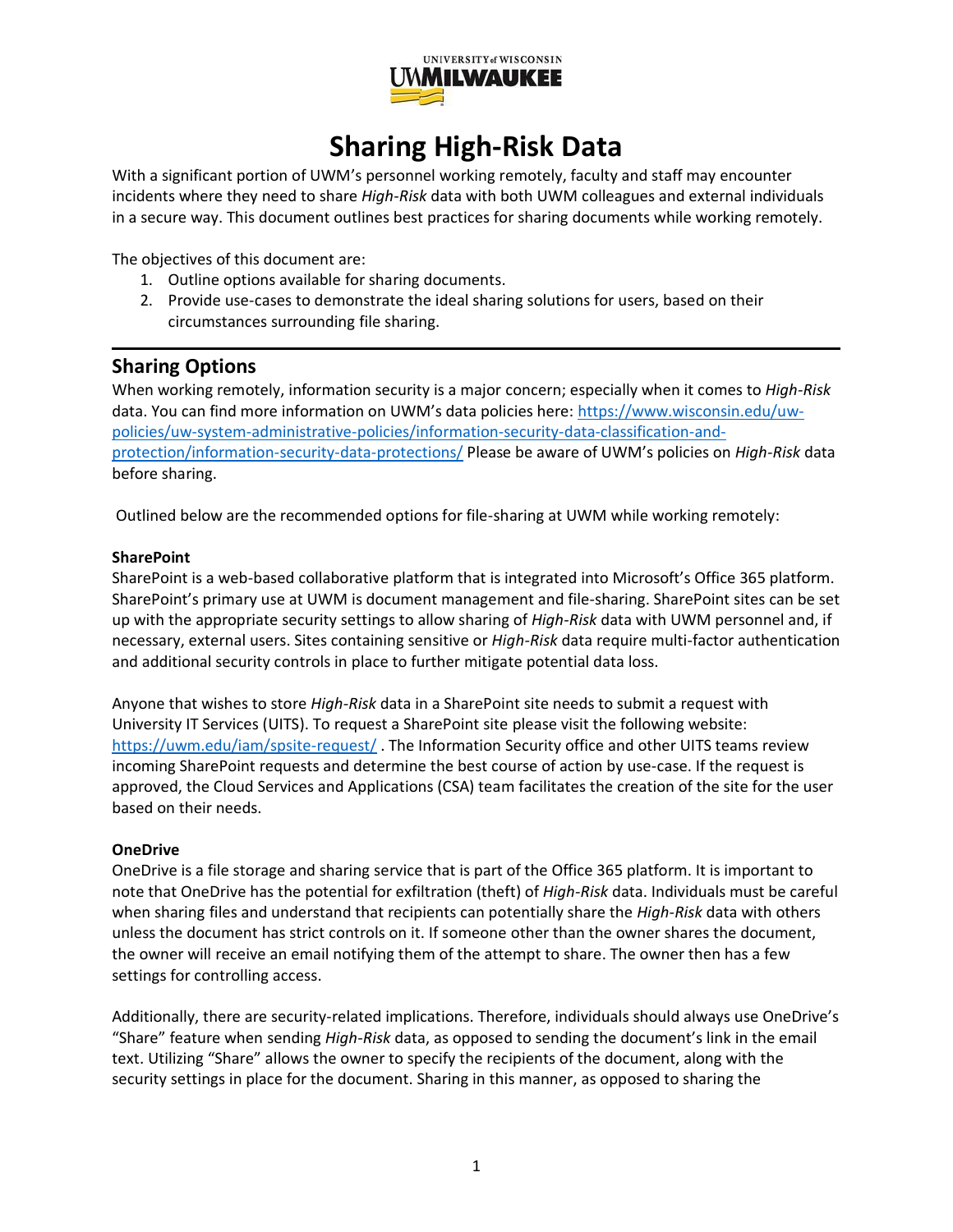# Sharing High-Risk Data

With a significant portion of UWM's personnel working remotely, faculty and staff may encounter incidents where they need to share *High-Risk* data with both UWM colleagues and external individuals in a secure way. This document outlines best practices for sharing documents while working remotely.

The objectives of this document are:

1. Outline options available for sharing documents.
2. Provide use-cases to demonstrate the ideal sharing solutions for users, based on their circumstances surrounding file sharing.

---

## Sharing Options

When working remotely, information security is a major concern; especially when it comes to *High-Risk* data. You can find more information on UWM's data policies here: https://www.wisconsin.edu/uw-policies/uw-system-administrative-policies/information-security-data-classification-and-protection/information-security-data-protections/ Please be aware of UWM's policies on *High-Risk* data before sharing.

Outlined below are the recommended options for file-sharing at UWM while working remotely:

**SharePoint**

SharePoint is a web-based collaborative platform that is integrated into Microsoft's Office 365 platform. SharePoint's primary use at UWM is document management and file-sharing. SharePoint sites can be set up with the appropriate security settings to allow sharing of *High-Risk* data with UWM personnel and, if necessary, external users. Sites containing sensitive or *High-Risk* data require multi-factor authentication and additional security controls in place to further mitigate potential data loss.

Anyone that wishes to store *High-Risk* data in a SharePoint site needs to submit a request with University IT Services (UITS). To request a SharePoint site please visit the following website: https://uwm.edu/iam/spsite-request/ . The Information Security office and other UITS teams review incoming SharePoint requests and determine the best course of action by use-case. If the request is approved, the Cloud Services and Applications (CSA) team facilitates the creation of the site for the user based on their needs.

**OneDrive**

OneDrive is a file storage and sharing service that is part of the Office 365 platform. It is important to note that OneDrive has the potential for exfiltration (theft) of *High-Risk* data. Individuals must be careful when sharing files and understand that recipients can potentially share the *High-Risk* data with others unless the document has strict controls on it. If someone other than the owner shares the document, the owner will receive an email notifying them of the attempt to share. The owner then has a few settings for controlling access.

Additionally, there are security-related implications. Therefore, individuals should always use OneDrive's "Share" feature when sending *High-Risk* data, as opposed to sending the document's link in the email text. Utilizing "Share" allows the owner to specify the recipients of the document, along with the security settings in place for the document. Sharing in this manner, as opposed to sharing the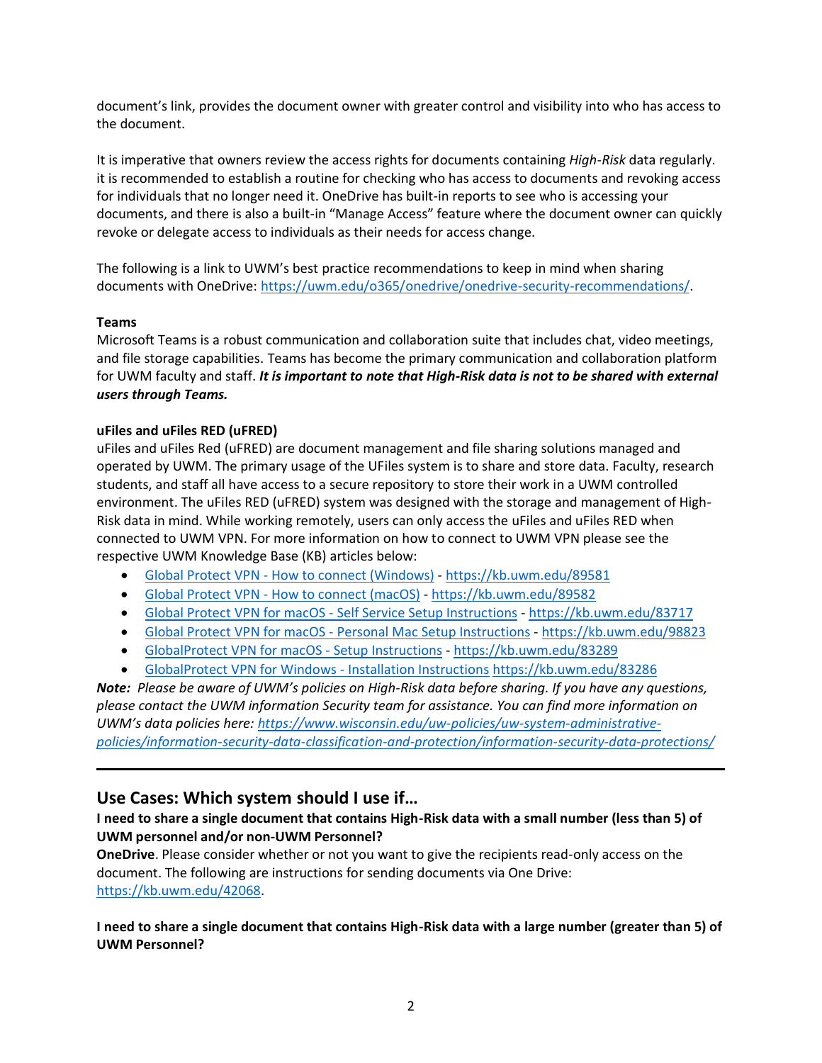document's link, provides the document owner with greater control and visibility into who has access to the document.

It is imperative that owners review the access rights for documents containing *High-Risk* data regularly. it is recommended to establish a routine for checking who has access to documents and revoking access for individuals that no longer need it. OneDrive has built-in reports to see who is accessing your documents, and there is also a built-in "Manage Access" feature where the document owner can quickly revoke or delegate access to individuals as their needs for access change.

The following is a link to UWM's best practice recommendations to keep in mind when sharing documents with OneDrive: https://uwm.edu/o365/onedrive/onedrive-security-recommendations/.

**Teams**
Microsoft Teams is a robust communication and collaboration suite that includes chat, video meetings, and file storage capabilities. Teams has become the primary communication and collaboration platform for UWM faculty and staff. ***It is important to note that High-Risk data is not to be shared with external users through Teams.***

**uFiles and uFiles RED (uFRED)**
uFiles and uFiles Red (uFRED) are document management and file sharing solutions managed and operated by UWM. The primary usage of the UFiles system is to share and store data. Faculty, research students, and staff all have access to a secure repository to store their work in a UWM controlled environment. The uFiles RED (uFRED) system was designed with the storage and management of High-Risk data in mind. While working remotely, users can only access the uFiles and uFiles RED when connected to UWM VPN. For more information on how to connect to UWM VPN please see the respective UWM Knowledge Base (KB) articles below:

- Global Protect VPN - How to connect (Windows) - https://kb.uwm.edu/89581
- Global Protect VPN - How to connect (macOS) - https://kb.uwm.edu/89582
- Global Protect VPN for macOS - Self Service Setup Instructions - https://kb.uwm.edu/83717
- Global Protect VPN for macOS - Personal Mac Setup Instructions - https://kb.uwm.edu/98823
- GlobalProtect VPN for macOS - Setup Instructions - https://kb.uwm.edu/83289
- GlobalProtect VPN for Windows - Installation Instructions https://kb.uwm.edu/83286

***Note:*** *Please be aware of UWM's policies on High-Risk data before sharing. If you have any questions, please contact the UWM information Security team for assistance. You can find more information on UWM's data policies here: https://www.wisconsin.edu/uw-policies/uw-system-administrative-policies/information-security-data-classification-and-protection/information-security-data-protections/*

---

## Use Cases: Which system should I use if…

**I need to share a single document that contains High-Risk data with a small number (less than 5) of UWM personnel and/or non-UWM Personnel?**

**OneDrive**. Please consider whether or not you want to give the recipients read-only access on the document. The following are instructions for sending documents via One Drive: https://kb.uwm.edu/42068.

**I need to share a single document that contains High-Risk data with a large number (greater than 5) of UWM Personnel?**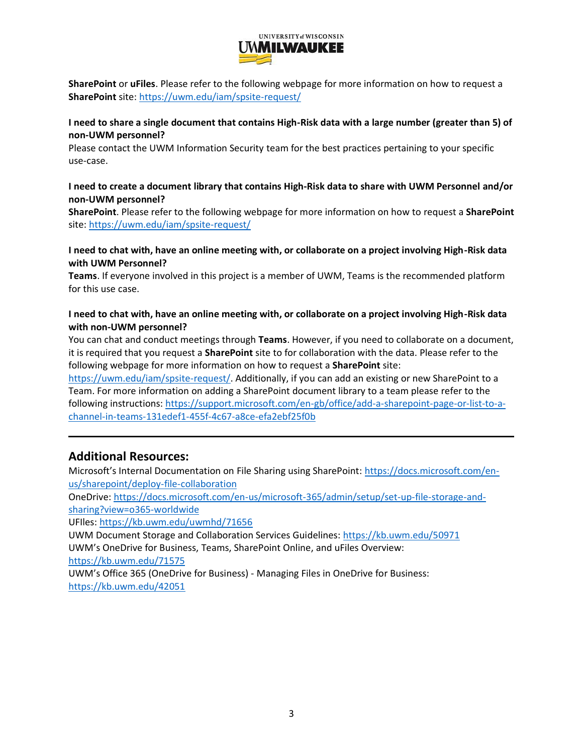**SharePoint** or **uFiles**. Please refer to the following webpage for more information on how to request a **SharePoint** site: https://uwm.edu/iam/spsite-request/

**I need to share a single document that contains High-Risk data with a large number (greater than 5) of non-UWM personnel?**
Please contact the UWM Information Security team for the best practices pertaining to your specific use-case.

**I need to create a document library that contains High-Risk data to share with UWM Personnel and/or non-UWM personnel?**
**SharePoint**. Please refer to the following webpage for more information on how to request a **SharePoint** site: https://uwm.edu/iam/spsite-request/

**I need to chat with, have an online meeting with, or collaborate on a project involving High-Risk data with UWM Personnel?**
**Teams**. If everyone involved in this project is a member of UWM, Teams is the recommended platform for this use case.

**I need to chat with, have an online meeting with, or collaborate on a project involving High-Risk data with non-UWM personnel?**
You can chat and conduct meetings through **Teams**. However, if you need to collaborate on a document, it is required that you request a **SharePoint** site to for collaboration with the data. Please refer to the following webpage for more information on how to request a **SharePoint** site: https://uwm.edu/iam/spsite-request/. Additionally, if you can add an existing or new SharePoint to a Team. For more information on adding a SharePoint document library to a team please refer to the following instructions: https://support.microsoft.com/en-gb/office/add-a-sharepoint-page-or-list-to-a-channel-in-teams-131edef1-455f-4c67-a8ce-efa2ebf25f0b

---

## Additional Resources:

Microsoft's Internal Documentation on File Sharing using SharePoint: https://docs.microsoft.com/en-us/sharepoint/deploy-file-collaboration
OneDrive: https://docs.microsoft.com/en-us/microsoft-365/admin/setup/set-up-file-storage-and-sharing?view=o365-worldwide
UFIles: https://kb.uwm.edu/uwmhd/71656
UWM Document Storage and Collaboration Services Guidelines: https://kb.uwm.edu/50971
UWM's OneDrive for Business, Teams, SharePoint Online, and uFiles Overview: https://kb.uwm.edu/71575
UWM's Office 365 (OneDrive for Business) - Managing Files in OneDrive for Business: https://kb.uwm.edu/42051